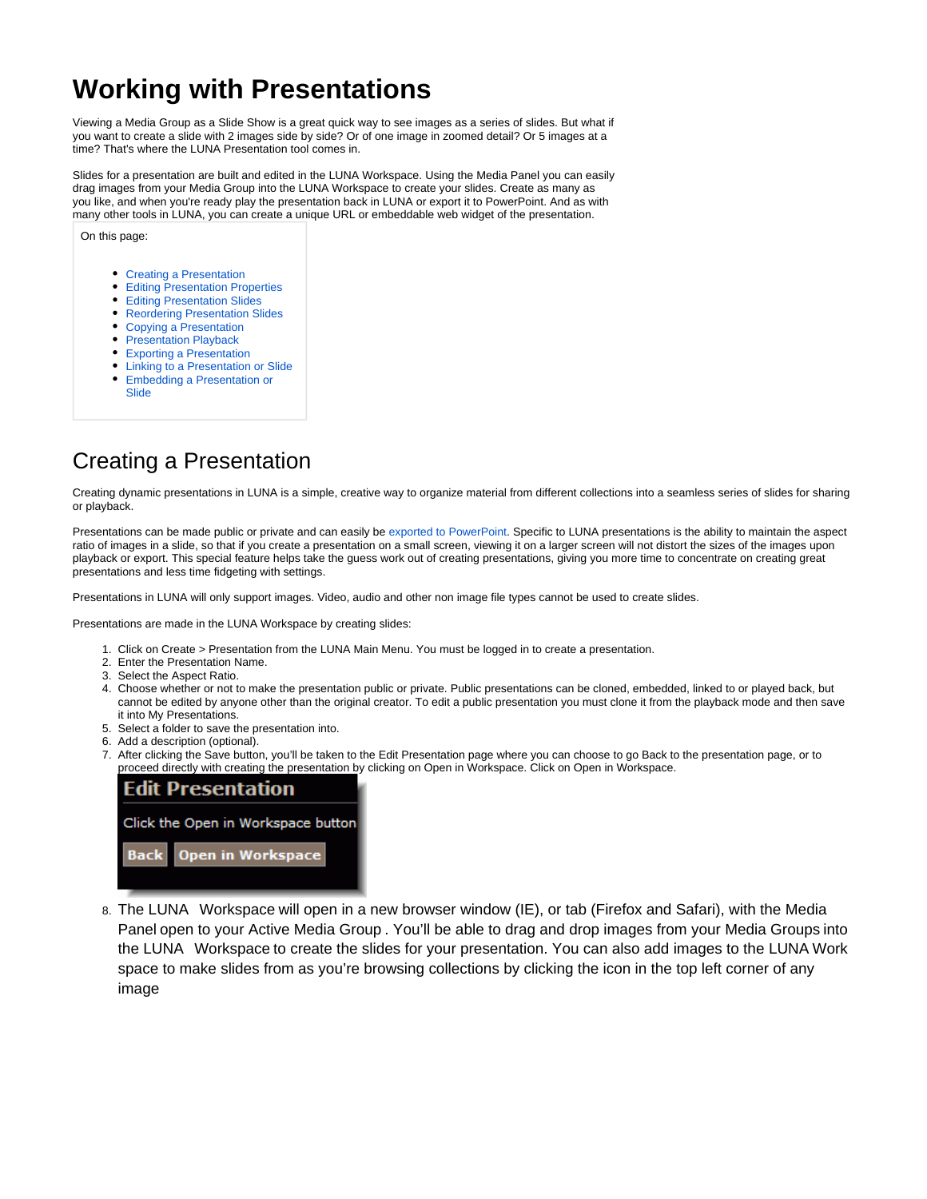# Working with Presentations

Viewing a Media Group as a Slide Show is a great quick way to see images as a series of slides. But what if you want to create a slide with 2 images side by side? Or of one image in zoomed detail? Or 5 images at a time? That's where the LUNA Presentation tool comes in.

Slides for a presentation are built and edited in the LUNA Workspace. Using the Media Panel you can easily drag images from your Media Group into the LUNA Workspace to create your slides. Create as many as you like, and when you're ready play the presentation back in LUNA or export it to PowerPoint. And as with many other tools in LUNA, you can create a unique URL or embeddable web widget of the presentation.

On this page:

- Creating a Presentation
- Editing Presentation Properties
- Editing Presentation Slides
- Reordering Presentation Slides
- Copying a Presentation
- Presentation Playback
- Exporting a Presentation
- Linking to a Presentation or Slide
- Embedding a Presentation or Slide

## Creating a Presentation

Creating dynamic presentations in LUNA is a simple, creative way to organize material from different collections into a seamless series of slides for sharing or playback.

Presentations can be made public or private and can easily be exported to PowerPoint. Specific to LUNA presentations is the ability to maintain the aspect ratio of images in a slide, so that if you create a presentation on a small screen, viewing it on a larger screen will not distort the sizes of the images upon playback or export. This special feature helps take the guess work out of creating presentations, giving you more time to concentrate on creating great presentations and less time fidgeting with settings.

Presentations in LUNA will only support images. Video, audio and other non image file types cannot be used to create slides.

Presentations are made in the LUNA Workspace by creating slides:

1. Click on Create > Presentation from the LUNA Main Menu. You must be logged in to create a presentation.
2. Enter the Presentation Name.
3. Select the Aspect Ratio.
4. Choose whether or not to make the presentation public or private. Public presentations can be cloned, embedded, linked to or played back, but cannot be edited by anyone other than the original creator. To edit a public presentation you must clone it from the playback mode and then save it into My Presentations.
5. Select a folder to save the presentation into.
6. Add a description (optional).
7. After clicking the Save button, you'll be taken to the Edit Presentation page where you can choose to go Back to the presentation page, or to proceed directly with creating the presentation by clicking on Open in Workspace. Click on Open in Workspace.

   **Edit Presentation**

   Click the Open in Workspace button

   Back | Open in Workspace

8. The LUNA Workspace will open in a new browser window (IE), or tab (Firefox and Safari), with the Media Panel open to your Active Media Group . You'll be able to drag and drop images from your Media Groups into the LUNA Workspace to create the slides for your presentation. You can also add images to the LUNA Work space to make slides from as you're browsing collections by clicking the icon in the top left corner of any image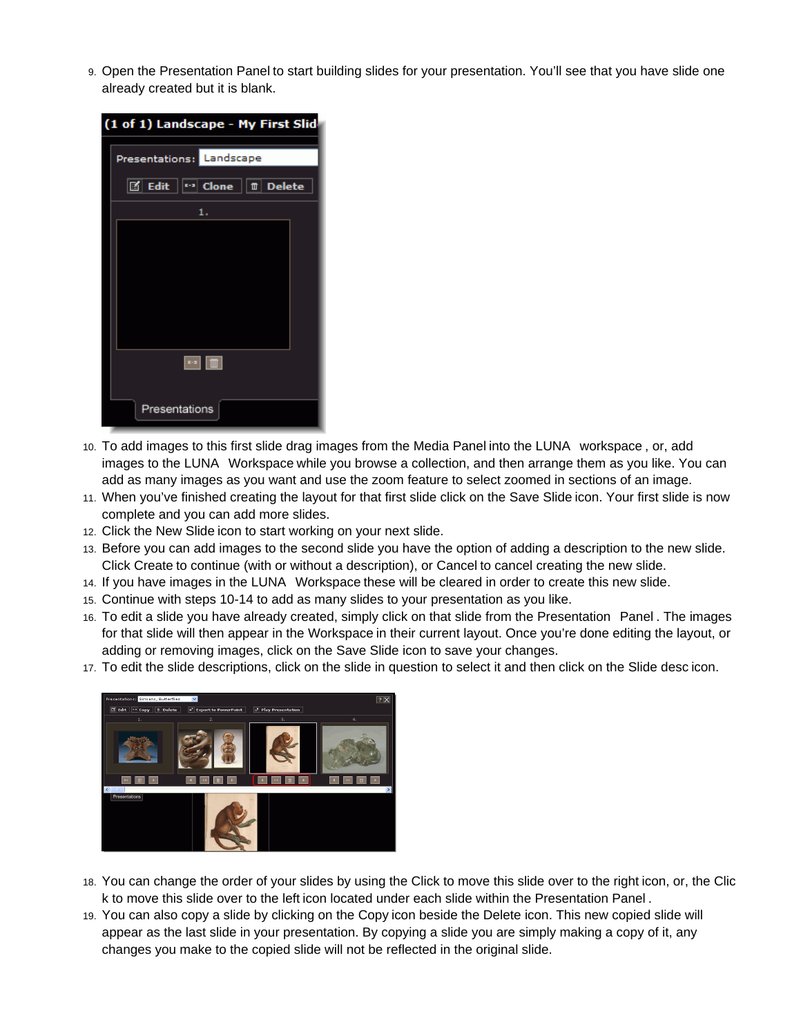9. Open the Presentation Panel to start building slides for your presentation. You'll see that you have slide one already created but it is blank.

10. To add images to this first slide drag images from the Media Panel into the LUNA workspace , or, add images to the LUNA Workspace while you browse a collection, and then arrange them as you like. You can add as many images as you want and use the zoom feature to select zoomed in sections of an image.
11. When you've finished creating the layout for that first slide click on the Save Slide icon. Your first slide is now complete and you can add more slides.
12. Click the New Slide icon to start working on your next slide.
13. Before you can add images to the second slide you have the option of adding a description to the new slide. Click Create to continue (with or without a description), or Cancel to cancel creating the new slide.
14. If you have images in the LUNA Workspace these will be cleared in order to create this new slide.
15. Continue with steps 10-14 to add as many slides to your presentation as you like.
16. To edit a slide you have already created, simply click on that slide from the Presentation Panel . The images for that slide will then appear in the Workspace in their current layout. Once you're done editing the layout, or adding or removing images, click on the Save Slide icon to save your changes.
17. To edit the slide descriptions, click on the slide in question to select it and then click on the Slide desc icon.

18. You can change the order of your slides by using the Click to move this slide over to the right icon, or, the Click to move this slide over to the left icon located under each slide within the Presentation Panel .
19. You can also copy a slide by clicking on the Copy icon beside the Delete icon. This new copied slide will appear as the last slide in your presentation. By copying a slide you are simply making a copy of it, any changes you make to the copied slide will not be reflected in the original slide.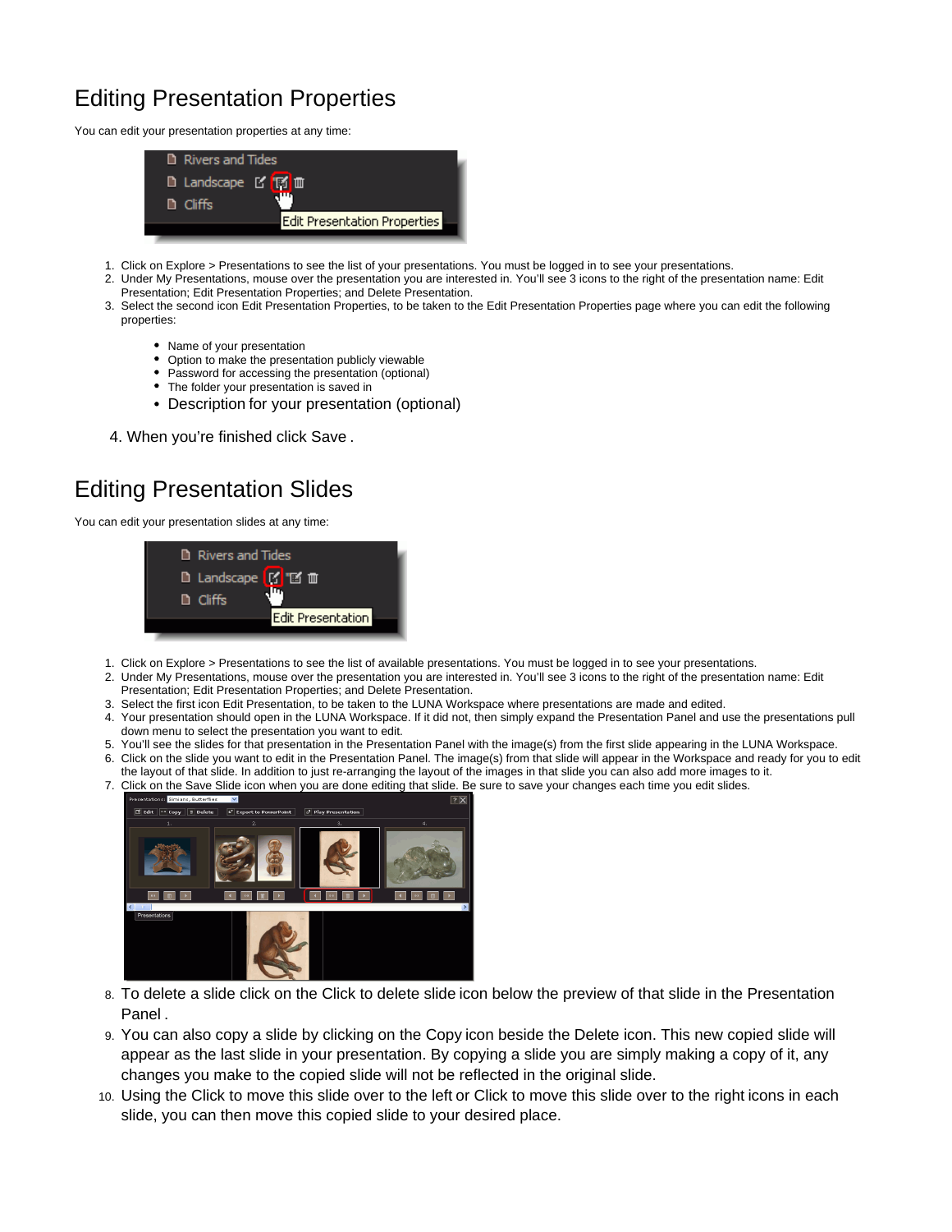# Editing Presentation Properties

You can edit your presentation properties at any time:

1. Click on Explore > Presentations to see the list of your presentations. You must be logged in to see your presentations.
2. Under My Presentations, mouse over the presentation you are interested in. You'll see 3 icons to the right of the presentation name: Edit Presentation; Edit Presentation Properties; and Delete Presentation.
3. Select the second icon Edit Presentation Properties, to be taken to the Edit Presentation Properties page where you can edit the following properties:

    - Name of your presentation
    - Option to make the presentation publicly viewable
    - Password for accessing the presentation (optional)
    - The folder your presentation is saved in
    - Description for your presentation (optional)

4. When you're finished click Save .

# Editing Presentation Slides

You can edit your presentation slides at any time:

1. Click on Explore > Presentations to see the list of available presentations. You must be logged in to see your presentations.
2. Under My Presentations, mouse over the presentation you are interested in. You'll see 3 icons to the right of the presentation name: Edit Presentation; Edit Presentation Properties; and Delete Presentation.
3. Select the first icon Edit Presentation, to be taken to the LUNA Workspace where presentations are made and edited.
4. Your presentation should open in the LUNA Workspace. If it did not, then simply expand the Presentation Panel and use the presentations pull down menu to select the presentation you want to edit.
5. You'll see the slides for that presentation in the Presentation Panel with the image(s) from the first slide appearing in the LUNA Workspace.
6. Click on the slide you want to edit in the Presentation Panel. The image(s) from that slide will appear in the Workspace and ready for you to edit the layout of that slide. In addition to just re-arranging the layout of the images in that slide you can also add more images to it.
7. Click on the Save Slide icon when you are done editing that slide. Be sure to save your changes each time you edit slides.
8. To delete a slide click on the Click to delete slide icon below the preview of that slide in the Presentation Panel .
9. You can also copy a slide by clicking on the Copy icon beside the Delete icon. This new copied slide will appear as the last slide in your presentation. By copying a slide you are simply making a copy of it, any changes you make to the copied slide will not be reflected in the original slide.
10. Using the Click to move this slide over to the left or Click to move this slide over to the right icons in each slide, you can then move this copied slide to your desired place.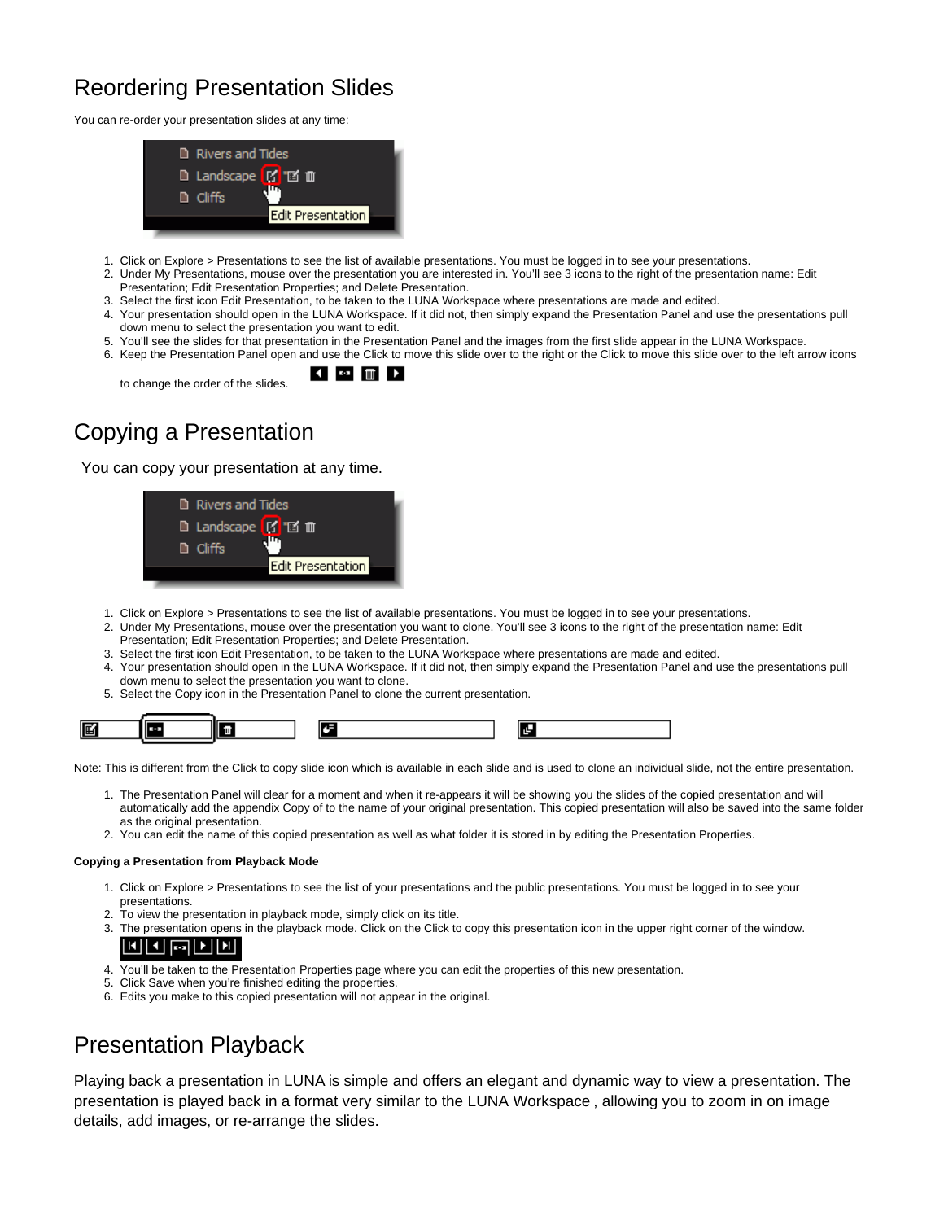# Reordering Presentation Slides

You can re-order your presentation slides at any time:

1. Click on Explore > Presentations to see the list of available presentations. You must be logged in to see your presentations.
2. Under My Presentations, mouse over the presentation you are interested in. You'll see 3 icons to the right of the presentation name: Edit Presentation; Edit Presentation Properties; and Delete Presentation.
3. Select the first icon Edit Presentation, to be taken to the LUNA Workspace where presentations are made and edited.
4. Your presentation should open in the LUNA Workspace. If it did not, then simply expand the Presentation Panel and use the presentations pull down menu to select the presentation you want to edit.
5. You'll see the slides for that presentation in the Presentation Panel and the images from the first slide appear in the LUNA Workspace.
6. Keep the Presentation Panel open and use the Click to move this slide over to the right or the Click to move this slide over to the left arrow icons to change the order of the slides.

# Copying a Presentation

You can copy your presentation at any time.

1. Click on Explore > Presentations to see the list of available presentations. You must be logged in to see your presentations.
2. Under My Presentations, mouse over the presentation you want to clone. You'll see 3 icons to the right of the presentation name: Edit Presentation; Edit Presentation Properties; and Delete Presentation.
3. Select the first icon Edit Presentation, to be taken to the LUNA Workspace where presentations are made and edited.
4. Your presentation should open in the LUNA Workspace. If it did not, then simply expand the Presentation Panel and use the presentations pull down menu to select the presentation you want to clone.
5. Select the Copy icon in the Presentation Panel to clone the current presentation.

Note: This is different from the Click to copy slide icon which is available in each slide and is used to clone an individual slide, not the entire presentation.

1. The Presentation Panel will clear for a moment and when it re-appears it will be showing you the slides of the copied presentation and will automatically add the appendix Copy of to the name of your original presentation. This copied presentation will also be saved into the same folder as the original presentation.
2. You can edit the name of this copied presentation as well as what folder it is stored in by editing the Presentation Properties.

**Copying a Presentation from Playback Mode**

1. Click on Explore > Presentations to see the list of your presentations and the public presentations. You must be logged in to see your presentations.
2. To view the presentation in playback mode, simply click on its title.
3. The presentation opens in the playback mode. Click on the Click to copy this presentation icon in the upper right corner of the window.
4. You'll be taken to the Presentation Properties page where you can edit the properties of this new presentation.
5. Click Save when you're finished editing the properties.
6. Edits you make to this copied presentation will not appear in the original.

# Presentation Playback

Playing back a presentation in LUNA is simple and offers an elegant and dynamic way to view a presentation. The presentation is played back in a format very similar to the LUNA Workspace , allowing you to zoom in on image details, add images, or re-arrange the slides.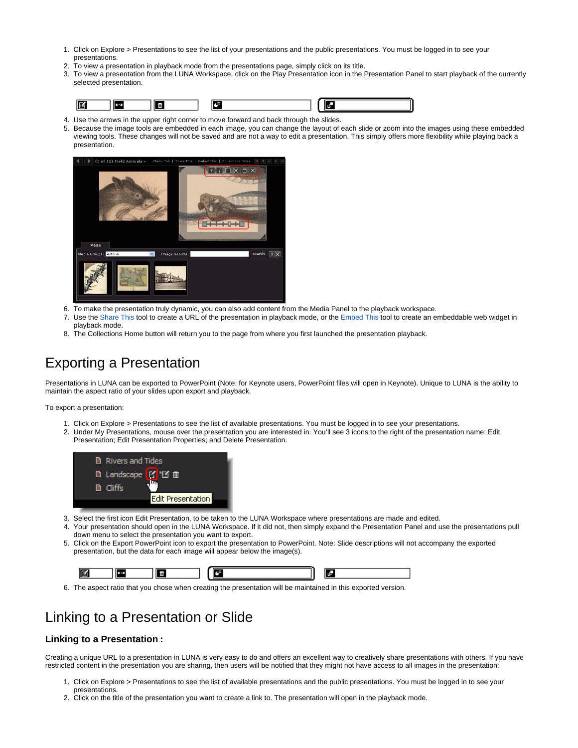1. Click on Explore > Presentations to see the list of your presentations and the public presentations. You must be logged in to see your presentations.
2. To view a presentation in playback mode from the presentations page, simply click on its title.
3. To view a presentation from the LUNA Workspace, click on the Play Presentation icon in the Presentation Panel to start playback of the currently selected presentation.

4. Use the arrows in the upper right corner to move forward and back through the slides.
5. Because the image tools are embedded in each image, you can change the layout of each slide or zoom into the images using these embedded viewing tools. These changes will not be saved and are not a way to edit a presentation. This simply offers more flexibility while playing back a presentation.

6. To make the presentation truly dynamic, you can also add content from the Media Panel to the playback workspace.
7. Use the Share This tool to create a URL of the presentation in playback mode, or the Embed This tool to create an embeddable web widget in playback mode.
8. The Collections Home button will return you to the page from where you first launched the presentation playback.

# Exporting a Presentation

Presentations in LUNA can be exported to PowerPoint (Note: for Keynote users, PowerPoint files will open in Keynote). Unique to LUNA is the ability to maintain the aspect ratio of your slides upon export and playback.

To export a presentation:

1. Click on Explore > Presentations to see the list of available presentations. You must be logged in to see your presentations.
2. Under My Presentations, mouse over the presentation you are interested in. You'll see 3 icons to the right of the presentation name: Edit Presentation; Edit Presentation Properties; and Delete Presentation.

3. Select the first icon Edit Presentation, to be taken to the LUNA Workspace where presentations are made and edited.
4. Your presentation should open in the LUNA Workspace. If it did not, then simply expand the Presentation Panel and use the presentations pull down menu to select the presentation you want to export.
5. Click on the Export PowerPoint icon to export the presentation to PowerPoint. Note: Slide descriptions will not accompany the exported presentation, but the data for each image will appear below the image(s).

6. The aspect ratio that you chose when creating the presentation will be maintained in this exported version.

# Linking to a Presentation or Slide

### Linking to a Presentation :

Creating a unique URL to a presentation in LUNA is very easy to do and offers an excellent way to creatively share presentations with others. If you have restricted content in the presentation you are sharing, then users will be notified that they might not have access to all images in the presentation:

1. Click on Explore > Presentations to see the list of available presentations and the public presentations. You must be logged in to see your presentations.
2. Click on the title of the presentation you want to create a link to. The presentation will open in the playback mode.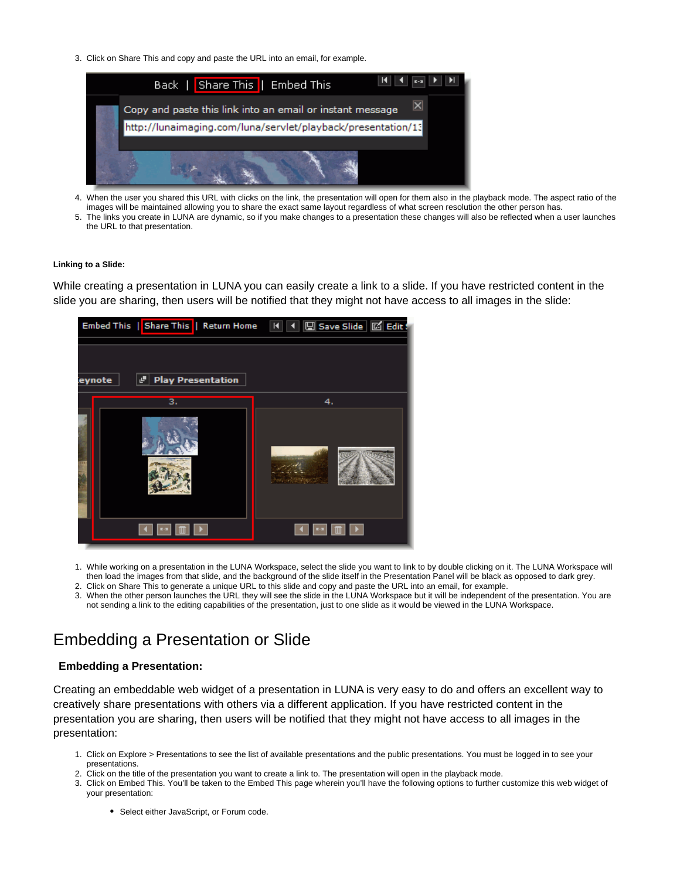3. Click on Share This and copy and paste the URL into an email, for example.

4. When the user you shared this URL with clicks on the link, the presentation will open for them also in the playback mode. The aspect ratio of the images will be maintained allowing you to share the exact same layout regardless of what screen resolution the other person has.
5. The links you create in LUNA are dynamic, so if you make changes to a presentation these changes will also be reflected when a user launches the URL to that presentation.

**Linking to a Slide:**

While creating a presentation in LUNA you can easily create a link to a slide. If you have restricted content in the slide you are sharing, then users will be notified that they might not have access to all images in the slide:

1. While working on a presentation in the LUNA Workspace, select the slide you want to link to by double clicking on it. The LUNA Workspace will then load the images from that slide, and the background of the slide itself in the Presentation Panel will be black as opposed to dark grey.
2. Click on Share This to generate a unique URL to this slide and copy and paste the URL into an email, for example.
3. When the other person launches the URL they will see the slide in the LUNA Workspace but it will be independent of the presentation. You are not sending a link to the editing capabilities of the presentation, just to one slide as it would be viewed in the LUNA Workspace.

# Embedding a Presentation or Slide

### Embedding a Presentation:

Creating an embeddable web widget of a presentation in LUNA is very easy to do and offers an excellent way to creatively share presentations with others via a different application. If you have restricted content in the presentation you are sharing, then users will be notified that they might not have access to all images in the presentation:

1. Click on Explore > Presentations to see the list of available presentations and the public presentations. You must be logged in to see your presentations.
2. Click on the title of the presentation you want to create a link to. The presentation will open in the playback mode.
3. Click on Embed This. You'll be taken to the Embed This page wherein you'll have the following options to further customize this web widget of your presentation:
    - Select either JavaScript, or Forum code.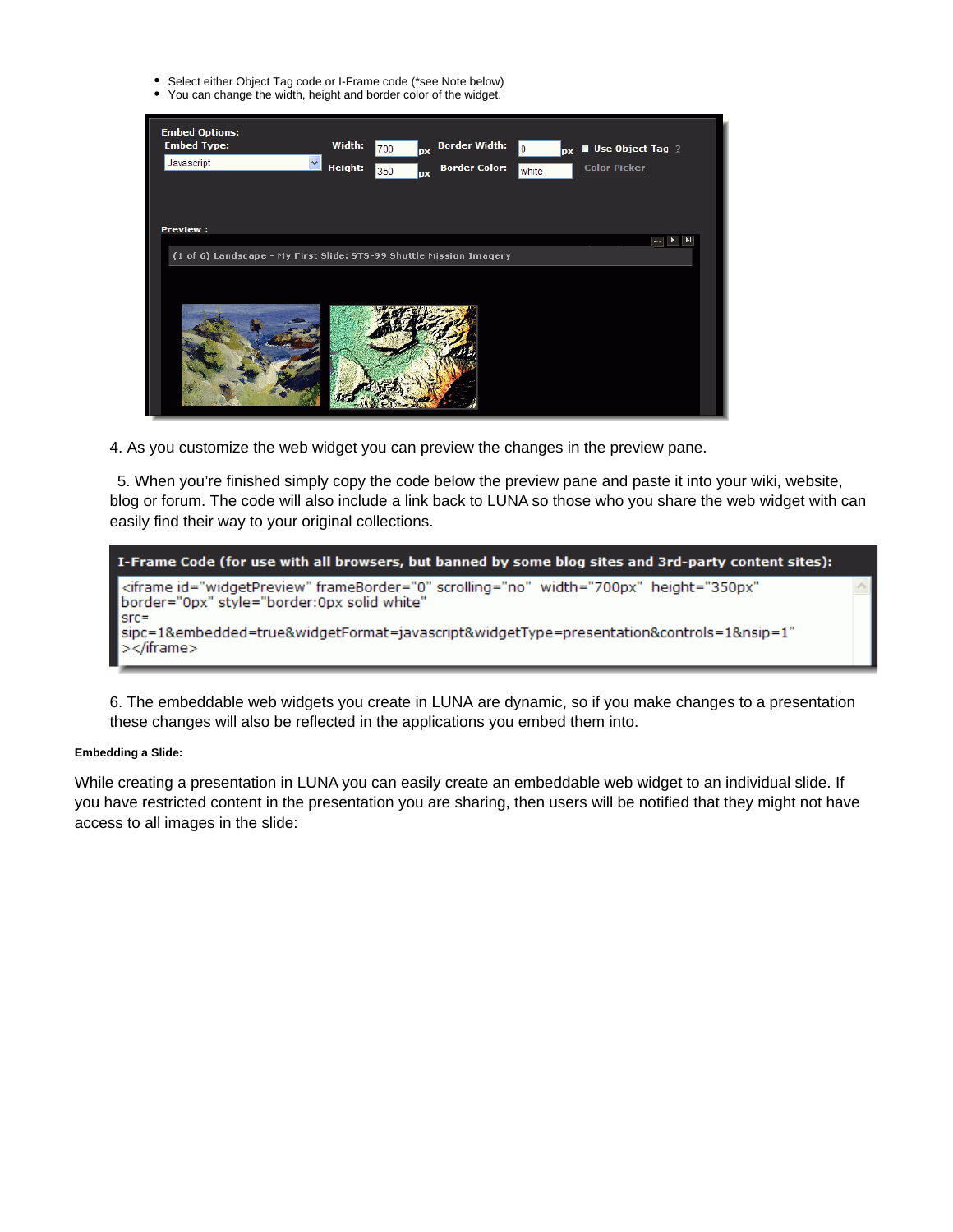- Select either Object Tag code or I-Frame code (*see Note below)
- You can change the width, height and border color of the widget.

4. As you customize the web widget you can preview the changes in the preview pane.

5. When you're finished simply copy the code below the preview pane and paste it into your wiki, website, blog or forum. The code will also include a link back to LUNA so those who you share the web widget with can easily find their way to your original collections.

6. The embeddable web widgets you create in LUNA are dynamic, so if you make changes to a presentation these changes will also be reflected in the applications you embed them into.

**Embedding a Slide:**

While creating a presentation in LUNA you can easily create an embeddable web widget to an individual slide. If you have restricted content in the presentation you are sharing, then users will be notified that they might not have access to all images in the slide: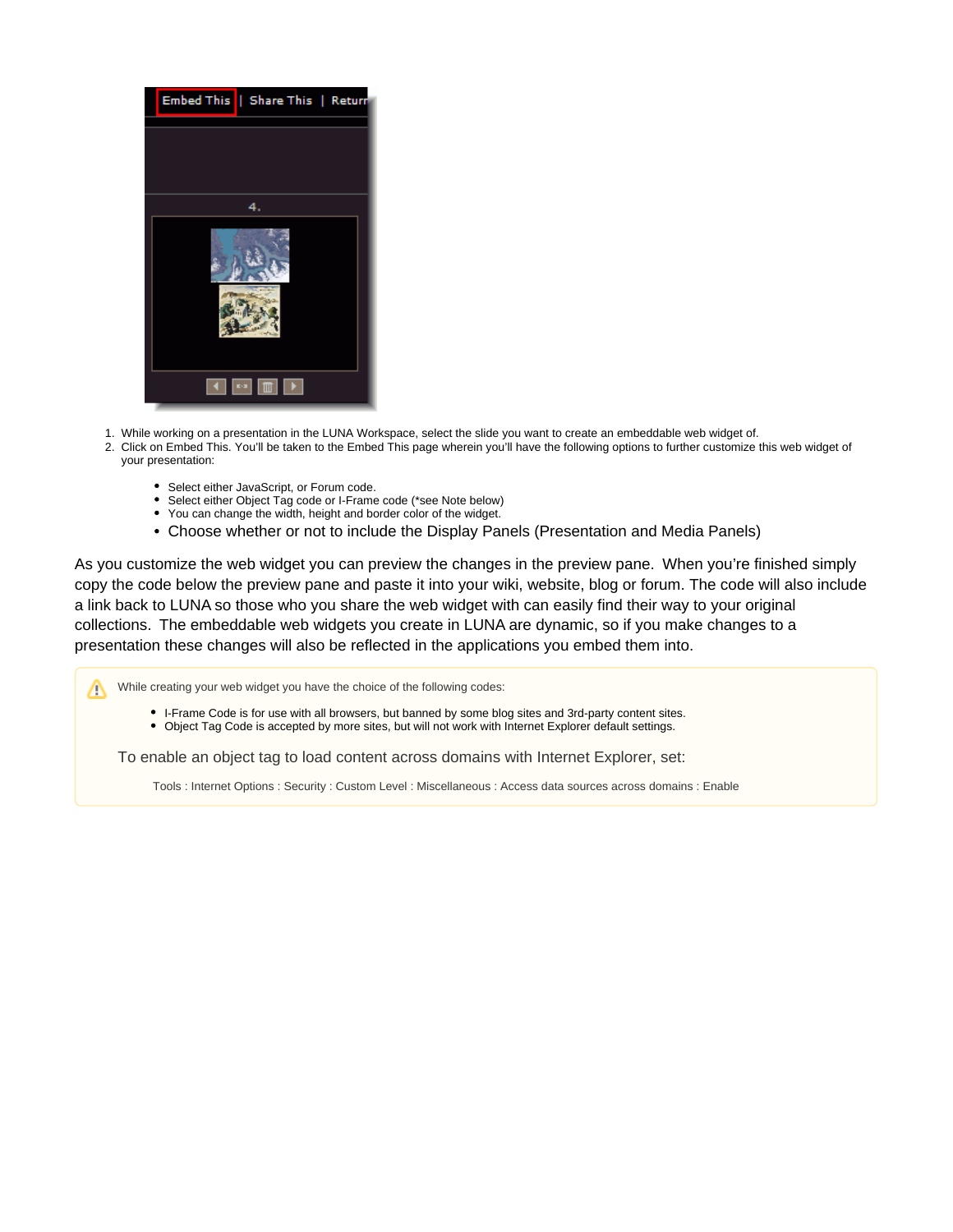1. While working on a presentation in the LUNA Workspace, select the slide you want to create an embeddable web widget of.
2. Click on Embed This. You'll be taken to the Embed This page wherein you'll have the following options to further customize this web widget of your presentation:

   - Select either JavaScript, or Forum code.
   - Select either Object Tag code or I-Frame code (*see Note below)
   - You can change the width, height and border color of the widget.
   - Choose whether or not to include the Display Panels (Presentation and Media Panels)

As you customize the web widget you can preview the changes in the preview pane. When you're finished simply copy the code below the preview pane and paste it into your wiki, website, blog or forum. The code will also include a link back to LUNA so those who you share the web widget with can easily find their way to your original collections. The embeddable web widgets you create in LUNA are dynamic, so if you make changes to a presentation these changes will also be reflected in the applications you embed them into.

While creating your web widget you have the choice of the following codes:

- I-Frame Code is for use with all browsers, but banned by some blog sites and 3rd-party content sites.
- Object Tag Code is accepted by more sites, but will not work with Internet Explorer default settings.

To enable an object tag to load content across domains with Internet Explorer, set:

Tools : Internet Options : Security : Custom Level : Miscellaneous : Access data sources across domains : Enable